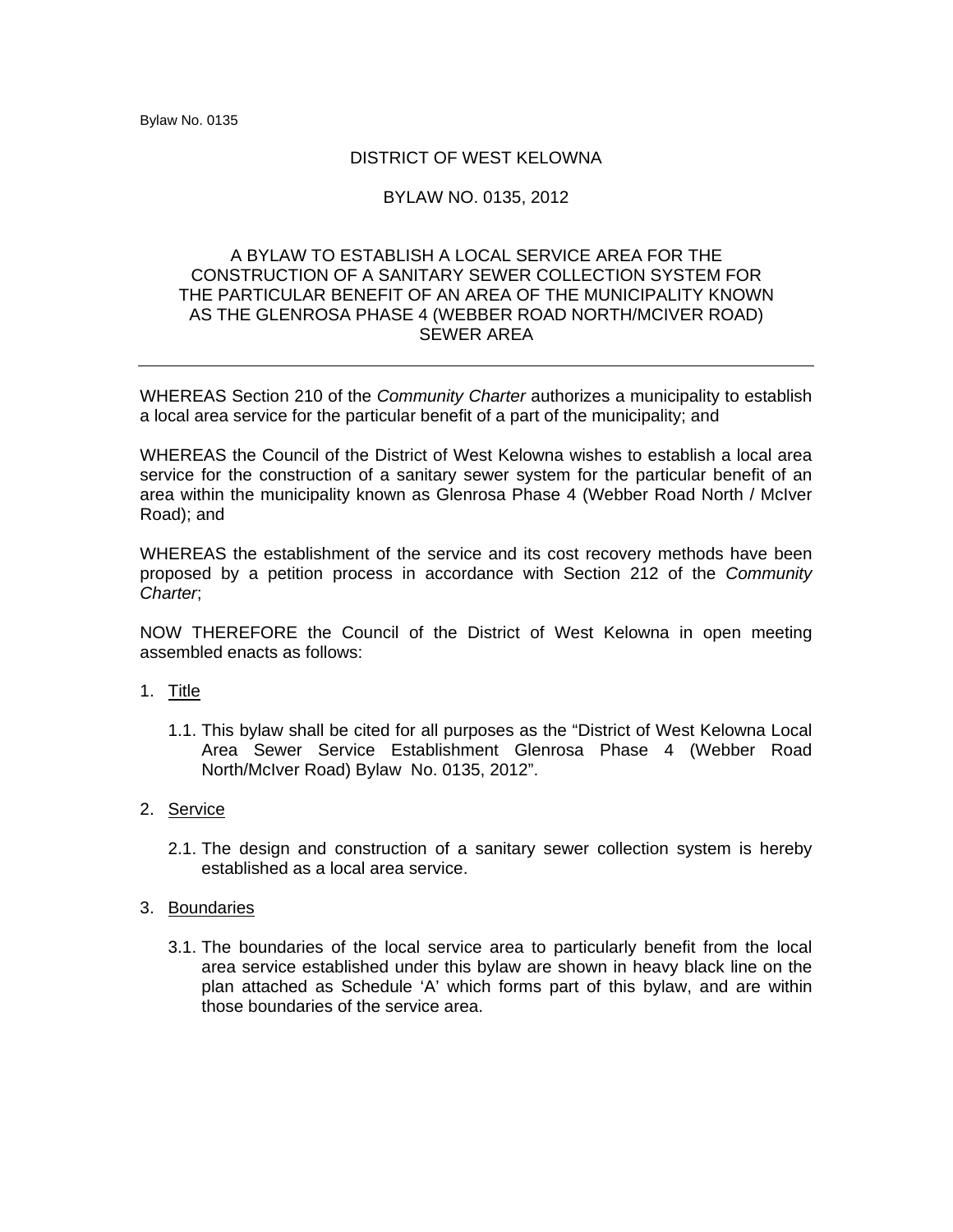# DISTRICT OF WEST KELOWNA

## BYLAW NO. 0135, 2012

### A BYLAW TO ESTABLISH A LOCAL SERVICE AREA FOR THE CONSTRUCTION OF A SANITARY SEWER COLLECTION SYSTEM FOR THE PARTICULAR BENEFIT OF AN AREA OF THE MUNICIPALITY KNOWN AS THE GLENROSA PHASE 4 (WEBBER ROAD NORTH/MCIVER ROAD) SEWER AREA

---

WHEREAS Section 210 of the *Community Charter* authorizes a municipality to establish a local area service for the particular benefit of a part of the municipality; and

WHEREAS the Council of the District of West Kelowna wishes to establish a local area service for the construction of a sanitary sewer system for the particular benefit of an area within the municipality known as Glenrosa Phase 4 (Webber Road North / McIver Road); and

WHEREAS the establishment of the service and its cost recovery methods have been proposed by a petition process in accordance with Section 212 of the *Community Charter*;

NOW THEREFORE the Council of the District of West Kelowna in open meeting assembled enacts as follows:

1. Title

   1.1. This bylaw shall be cited for all purposes as the "District of West Kelowna Local Area Sewer Service Establishment Glenrosa Phase 4 (Webber Road North/McIver Road) Bylaw No. 0135, 2012".

2. Service

   2.1. The design and construction of a sanitary sewer collection system is hereby established as a local area service.

3. Boundaries

   3.1. The boundaries of the local service area to particularly benefit from the local area service established under this bylaw are shown in heavy black line on the plan attached as Schedule 'A' which forms part of this bylaw, and are within those boundaries of the service area.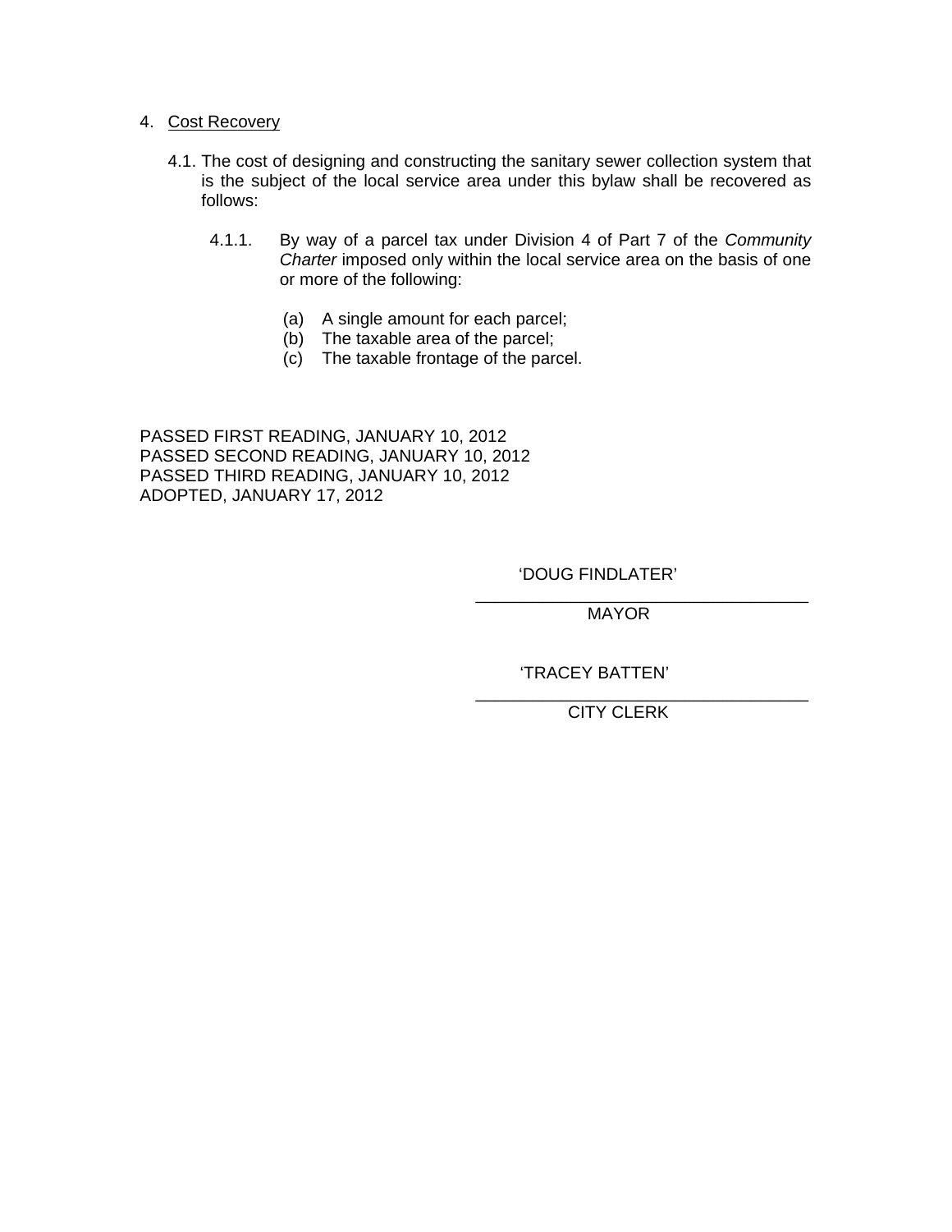4. <u>Cost Recovery</u>

   4.1. The cost of designing and constructing the sanitary sewer collection system that is the subject of the local service area under this bylaw shall be recovered as follows:

   4.1.1. By way of a parcel tax under Division 4 of Part 7 of the *Community Charter* imposed only within the local service area on the basis of one or more of the following:

   (a) A single amount for each parcel;
   (b) The taxable area of the parcel;
   (c) The taxable frontage of the parcel.

PASSED FIRST READING, JANUARY 10, 2012
PASSED SECOND READING, JANUARY 10, 2012
PASSED THIRD READING, JANUARY 10, 2012
ADOPTED, JANUARY 17, 2012

'DOUG FINDLATER'
_______________________________
MAYOR

'TRACEY BATTEN'
_______________________________
CITY CLERK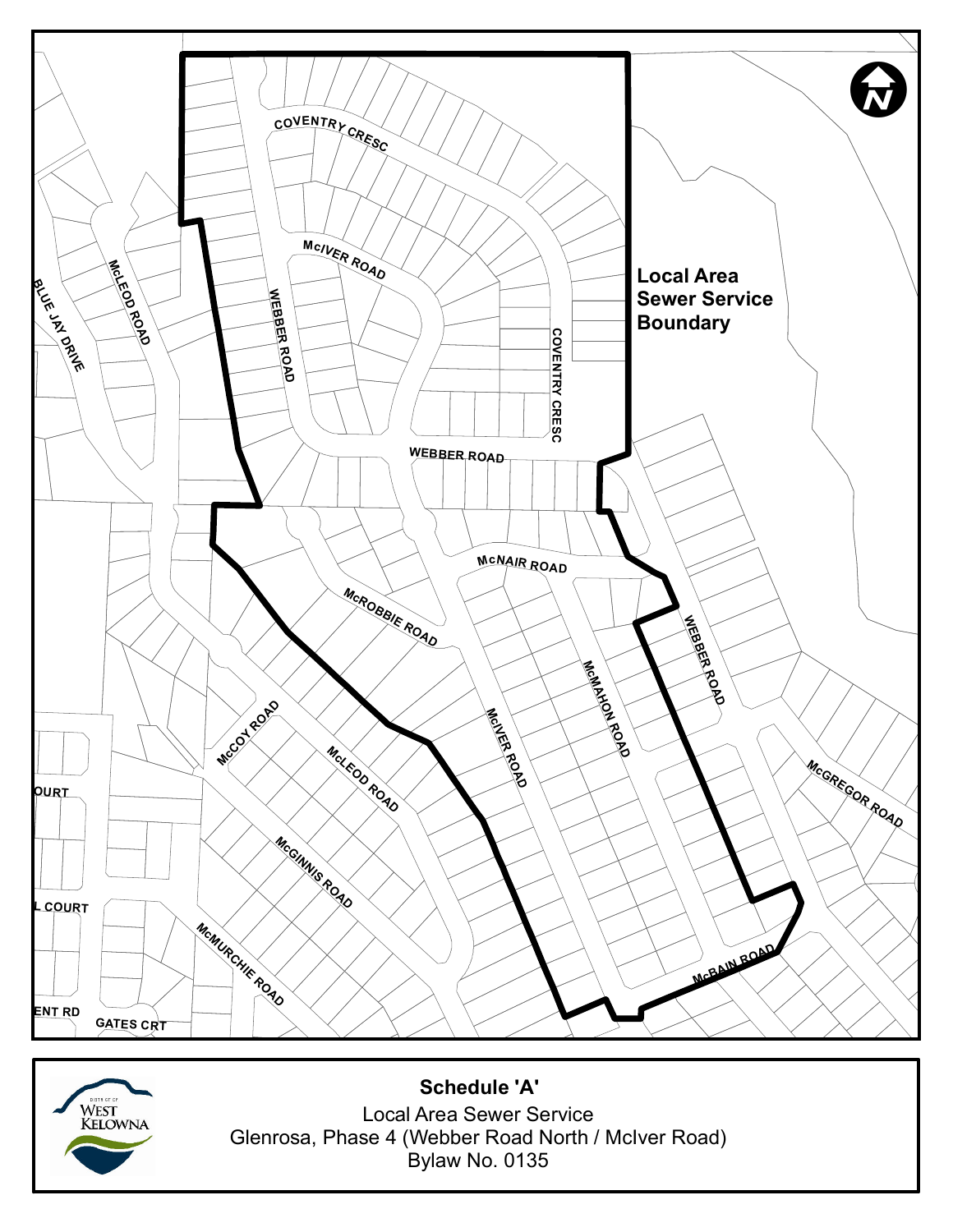COVENTRY CRESC
McIVER ROAD
WEBBER ROAD
COVENTRY CRESC
WEBBER ROAD
McLEOD ROAD
BLUE JAY DRIVE
McNAIR ROAD
McROBBIE ROAD
McMAHON ROAD
McIVER ROAD
WEBBER ROAD
McCOY ROAD
McLEOD ROAD
McGINNIS ROAD
McMURCHIE ROAD
McGREGOR ROAD
McBAIN ROAD
OURT
L COURT
ENT RD
GATES CRT

**Local Area Sewer Service Boundary**

**Schedule 'A'**

Local Area Sewer Service
Glenrosa, Phase 4 (Webber Road North / McIver Road)
Bylaw No. 0135

DISTRICT OF WEST KELOWNA